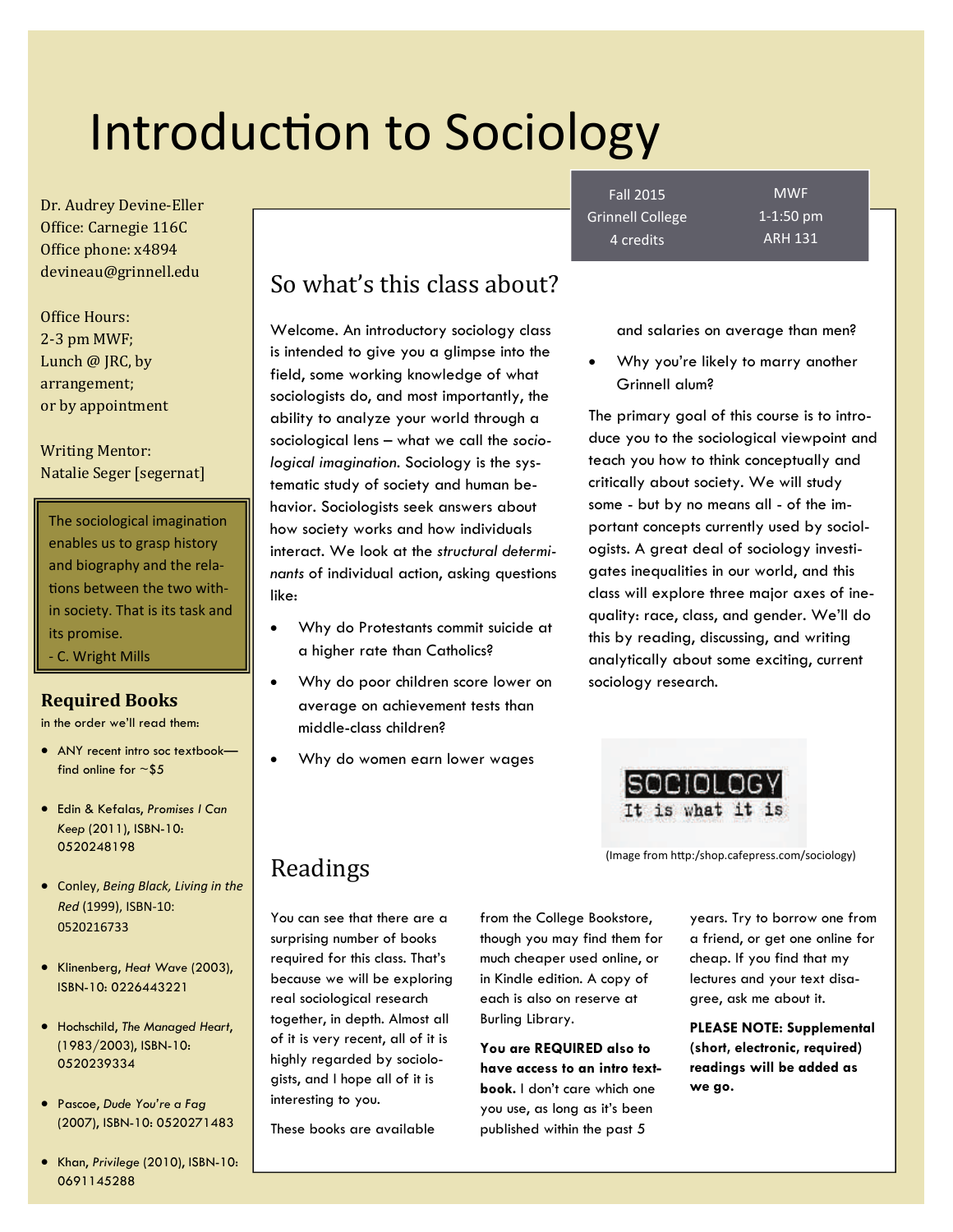# Introduction to Sociology

Fall 2015
Grinnell College
4 credits

MWF
1-1:50 pm
ARH 131

Dr. Audrey Devine-Eller
Office: Carnegie 116C
Office phone: x4894
devineau@grinnell.edu

Office Hours:
2-3 pm MWF;
Lunch @ JRC, by arrangement;
or by appointment

Writing Mentor:
Natalie Seger [segernat]

> The sociological imagination enables us to grasp history and biography and the relations between the two within society. That is its task and its promise.
> - C. Wright Mills

### Required Books

in the order we'll read them:

- ANY recent intro soc textbook—find online for ~$5
- Edin & Kefalas, *Promises I Can Keep* (2011), ISBN-10: 0520248198
- Conley, *Being Black, Living in the Red* (1999), ISBN-10: 0520216733
- Klinenberg, *Heat Wave* (2003), ISBN-10: 0226443221
- Hochschild, *The Managed Heart*, (1983/2003), ISBN-10: 0520239334
- Pascoe, *Dude You're a Fag* (2007), ISBN-10: 0520271483
- Khan, *Privilege* (2010), ISBN-10: 0691145288

## So what's this class about?

Welcome. An introductory sociology class is intended to give you a glimpse into the field, some working knowledge of what sociologists do, and most importantly, the ability to analyze your world through a sociological lens – what we call the *sociological imagination*. Sociology is the systematic study of society and human behavior. Sociologists seek answers about how society works and how individuals interact. We look at the *structural determinants* of individual action, asking questions like:

- Why do Protestants commit suicide at a higher rate than Catholics?
- Why do poor children score lower on average on achievement tests than middle-class children?
- Why do women earn lower wages and salaries on average than men?
- Why you're likely to marry another Grinnell alum?

The primary goal of this course is to introduce you to the sociological viewpoint and teach you how to think conceptually and critically about society. We will study some - but by no means all - of the important concepts currently used by sociologists. A great deal of sociology investigates inequalities in our world, and this class will explore three major axes of inequality: race, class, and gender. We'll do this by reading, discussing, and writing analytically about some exciting, current sociology research.

SOCIOLOGY
It is what it is

(Image from http:/shop.cafepress.com/sociology)

## Readings

You can see that there are a surprising number of books required for this class. That's because we will be exploring real sociological research together, in depth. Almost all of it is very recent, all of it is highly regarded by sociologists, and I hope all of it is interesting to you.

These books are available from the College Bookstore, though you may find them for much cheaper used online, or in Kindle edition. A copy of each is also on reserve at Burling Library.

**You are REQUIRED also to have access to an intro textbook.** I don't care which one you use, as long as it's been published within the past 5 years. Try to borrow one from a friend, or get one online for cheap. If you find that my lectures and your text disagree, ask me about it.

**PLEASE NOTE: Supplemental (short, electronic, required) readings will be added as we go.**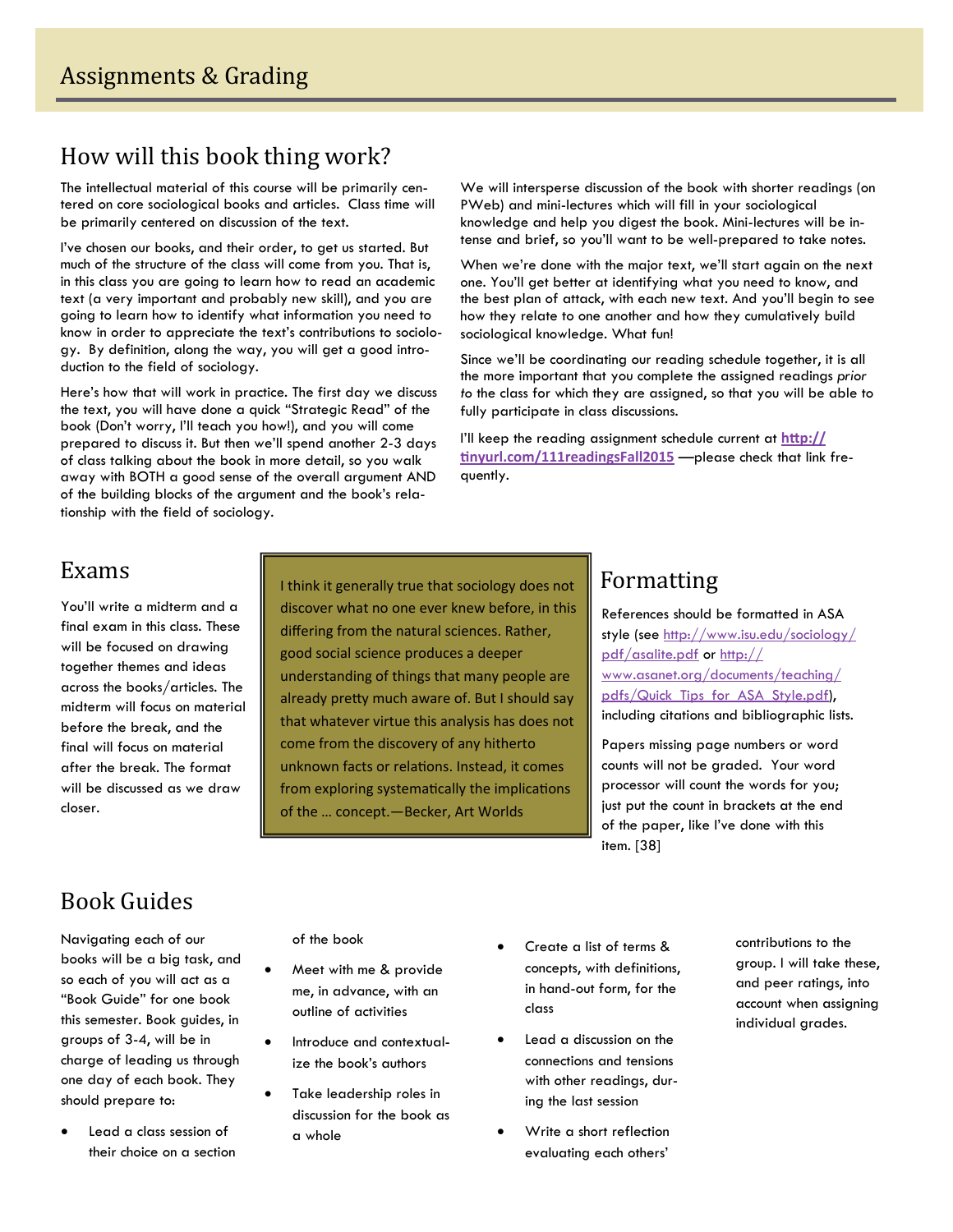# Assignments & Grading

## How will this book thing work?

The intellectual material of this course will be primarily centered on core sociological books and articles. Class time will be primarily centered on discussion of the text.

I've chosen our books, and their order, to get us started. But much of the structure of the class will come from you. That is, in this class you are going to learn how to read an academic text (a very important and probably new skill), and you are going to learn how to identify what information you need to know in order to appreciate the text's contributions to sociology. By definition, along the way, you will get a good introduction to the field of sociology.

Here's how that will work in practice. The first day we discuss the text, you will have done a quick "Strategic Read" of the book (Don't worry, I'll teach you how!), and you will come prepared to discuss it. But then we'll spend another 2-3 days of class talking about the book in more detail, so you walk away with BOTH a good sense of the overall argument AND of the building blocks of the argument and the book's relationship with the field of sociology.

We will intersperse discussion of the book with shorter readings (on PWeb) and mini-lectures which will fill in your sociological knowledge and help you digest the book. Mini-lectures will be intense and brief, so you'll want to be well-prepared to take notes.

When we're done with the major text, we'll start again on the next one. You'll get better at identifying what you need to know, and the best plan of attack, with each new text. And you'll begin to see how they relate to one another and how they cumulatively build sociological knowledge. What fun!

Since we'll be coordinating our reading schedule together, it is all the more important that you complete the assigned readings *prior to* the class for which they are assigned, so that you will be able to fully participate in class discussions.

I'll keep the reading assignment schedule current at **http://tinyurl.com/111readingsFall2015** —please check that link frequently.

## Exams

You'll write a midterm and a final exam in this class. These will be focused on drawing together themes and ideas across the books/articles. The midterm will focus on material before the break, and the final will focus on material after the break. The format will be discussed as we draw closer.

> I think it generally true that sociology does not discover what no one ever knew before, in this differing from the natural sciences. Rather, good social science produces a deeper understanding of things that many people are already pretty much aware of. But I should say that whatever virtue this analysis has does not come from the discovery of any hitherto unknown facts or relations. Instead, it comes from exploring systematically the implications of the ... concept.—Becker, Art Worlds

## Formatting

References should be formatted in ASA style (see http://www.isu.edu/sociology/pdf/asalite.pdf or http://www.asanet.org/documents/teaching/pdfs/Quick_Tips_for_ASA_Style.pdf), including citations and bibliographic lists.

Papers missing page numbers or word counts will not be graded. Your word processor will count the words for you; just put the count in brackets at the end of the paper, like I've done with this item. [38]

## Book Guides

Navigating each of our books will be a big task, and so each of you will act as a "Book Guide" for one book this semester. Book guides, in groups of 3-4, will be in charge of leading us through one day of each book. They should prepare to:

- Lead a class session of their choice on a section of the book
- Meet with me & provide me, in advance, with an outline of activities
- Introduce and contextualize the book's authors
- Take leadership roles in discussion for the book as a whole
- Create a list of terms & concepts, with definitions, in hand-out form, for the class
- Lead a discussion on the connections and tensions with other readings, during the last session
- Write a short reflection evaluating each others' contributions to the group. I will take these, and peer ratings, into account when assigning individual grades.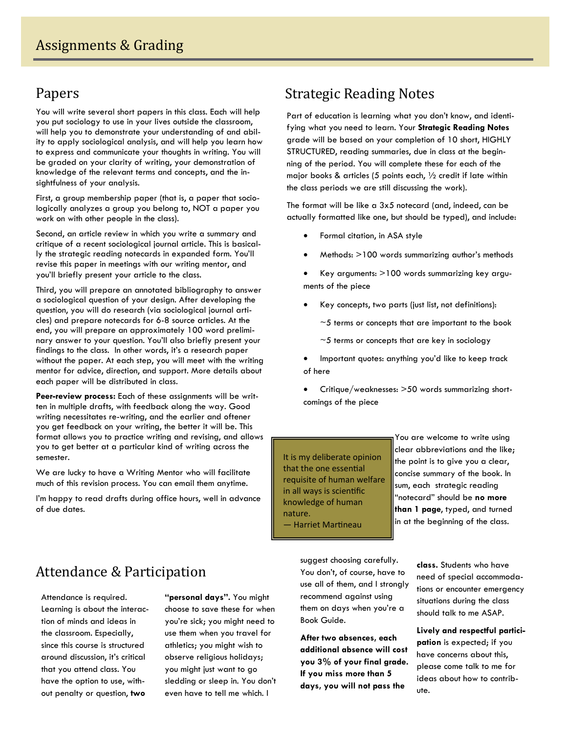# Assignments & Grading

## Papers

You will write several short papers in this class. Each will help you put sociology to use in your lives outside the classroom, will help you to demonstrate your understanding of and ability to apply sociological analysis, and will help you learn how to express and communicate your thoughts in writing. You will be graded on your clarity of writing, your demonstration of knowledge of the relevant terms and concepts, and the insightfulness of your analysis.

First, a group membership paper (that is, a paper that sociologically analyzes a group you belong to, NOT a paper you work on with other people in the class).

Second, an article review in which you write a summary and critique of a recent sociological journal article. This is basically the strategic reading notecards in expanded form. You'll revise this paper in meetings with our writing mentor, and you'll briefly present your article to the class.

Third, you will prepare an annotated bibliography to answer a sociological question of your design. After developing the question, you will do research (via sociological journal articles) and prepare notecards for 6-8 source articles. At the end, you will prepare an approximately 100 word preliminary answer to your question. You'll also briefly present your findings to the class. In other words, it's a research paper without the paper. At each step, you will meet with the writing mentor for advice, direction, and support. More details about each paper will be distributed in class.

**Peer-review process:** Each of these assignments will be written in multiple drafts, with feedback along the way. Good writing necessitates re-writing, and the earlier and oftener you get feedback on your writing, the better it will be. This format allows you to practice writing and revising, and allows you to get better at a particular kind of writing across the semester.

We are lucky to have a Writing Mentor who will facilitate much of this revision process. You can email them anytime.

I'm happy to read drafts during office hours, well in advance of due dates.

## Strategic Reading Notes

Part of education is learning what you don't know, and identifying what you need to learn. Your **Strategic Reading Notes** grade will be based on your completion of 10 short, HIGHLY STRUCTURED, reading summaries, due in class at the beginning of the period. You will complete these for each of the major books & articles (5 points each, ½ credit if late within the class periods we are still discussing the work).

The format will be like a 3x5 notecard (and, indeed, can be actually formatted like one, but should be typed), and include:

- Formal citation, in ASA style
- Methods: >100 words summarizing author's methods
- Key arguments: >100 words summarizing key arguments of the piece
- Key concepts, two parts (just list, not definitions):
  - ~5 terms or concepts that are important to the book
  - ~5 terms or concepts that are key in sociology
- Important quotes: anything you'd like to keep track of here
- Critique/weaknesses: >50 words summarizing shortcomings of the piece

> It is my deliberate opinion that the one essential requisite of human welfare in all ways is scientific knowledge of human nature.
> — Harriet Martineau

You are welcome to write using clear abbreviations and the like; the point is to give you a clear, concise summary of the book. In sum, each strategic reading "notecard" should be **no more than 1 page**, typed, and turned in at the beginning of the class.

## Attendance & Participation

Attendance is required. Learning is about the interaction of minds and ideas in the classroom. Especially, since this course is structured around discussion, it's critical that you attend class. You have the option to use, without penalty or question, **two "personal days".** You might choose to save these for when you're sick; you might need to use them when you travel for athletics; you might wish to observe religious holidays; you might just want to go sledding or sleep in. You don't even have to tell me which. I suggest choosing carefully. You don't, of course, have to use all of them, and I strongly recommend against using them on days when you're a Book Guide.

**After two absences, each additional absence will cost you 3% of your final grade. If you miss more than 5 days, you will not pass the class.** Students who have need of special accommodations or encounter emergency situations during the class should talk to me ASAP.

**Lively and respectful participation** is expected; if you have concerns about this, please come talk to me for ideas about how to contribute.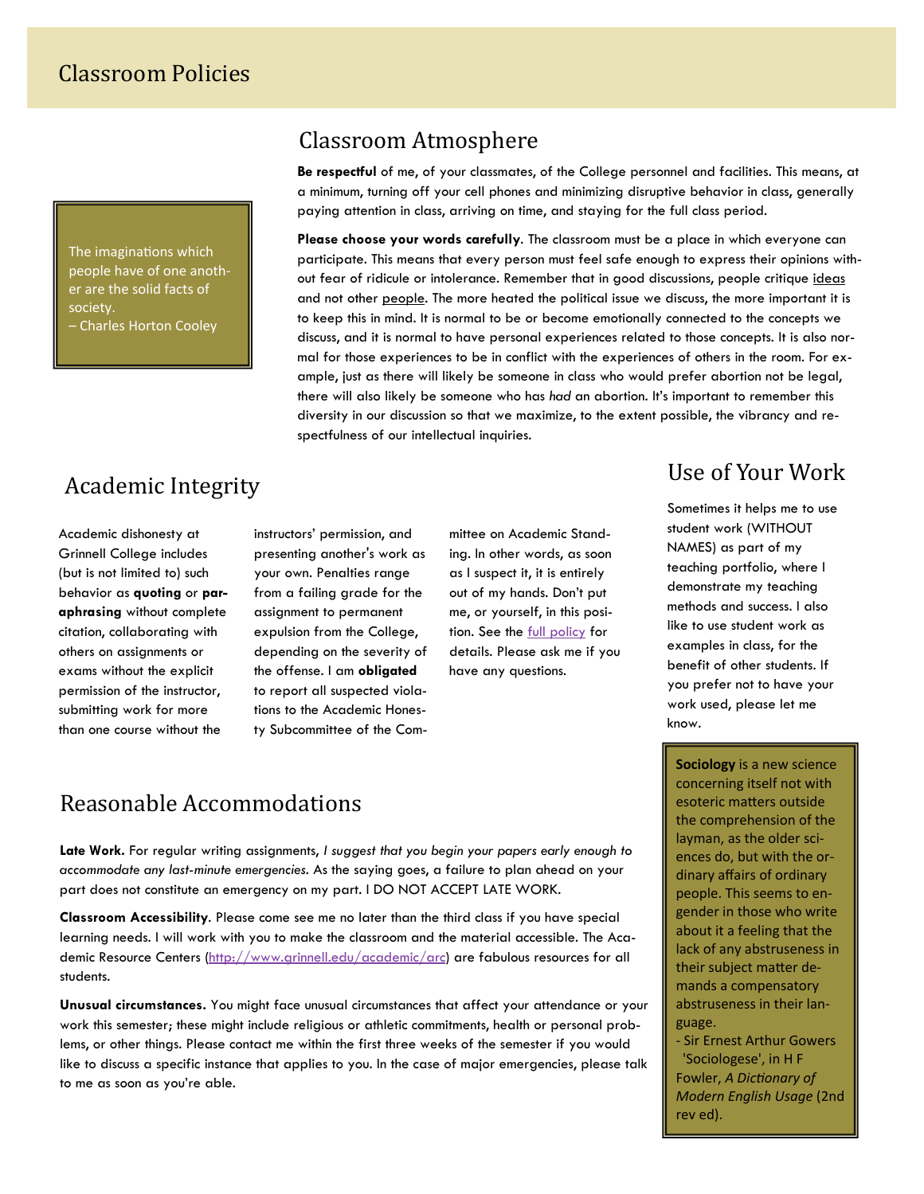# Classroom Policies

> The imaginations which people have of one another are the solid facts of society.
> – Charles Horton Cooley

## Classroom Atmosphere

**Be respectful** of me, of your classmates, of the College personnel and facilities. This means, at a minimum, turning off your cell phones and minimizing disruptive behavior in class, generally paying attention in class, arriving on time, and staying for the full class period.

**Please choose your words carefully**. The classroom must be a place in which everyone can participate. This means that every person must feel safe enough to express their opinions without fear of ridicule or intolerance. Remember that in good discussions, people critique ideas and not other people. The more heated the political issue we discuss, the more important it is to keep this in mind. It is normal to be or become emotionally connected to the concepts we discuss, and it is normal to have personal experiences related to those concepts. It is also normal for those experiences to be in conflict with the experiences of others in the room. For example, just as there will likely be someone in class who would prefer abortion not be legal, there will also likely be someone who has *had* an abortion. It's important to remember this diversity in our discussion so that we maximize, to the extent possible, the vibrancy and respectfulness of our intellectual inquiries.

## Academic Integrity

Academic dishonesty at Grinnell College includes (but is not limited to) such behavior as **quoting** or **paraphrasing** without complete citation, collaborating with others on assignments or exams without the explicit permission of the instructor, submitting work for more than one course without the instructors' permission, and presenting another's work as your own. Penalties range from a failing grade for the assignment to permanent expulsion from the College, depending on the severity of the offense. I am **obligated** to report all suspected violations to the Academic Honesty Subcommittee of the Committee on Academic Standing. In other words, as soon as I suspect it, it is entirely out of my hands. Don't put me, or yourself, in this position. See the full policy for details. Please ask me if you have any questions.

## Use of Your Work

Sometimes it helps me to use student work (WITHOUT NAMES) as part of my teaching portfolio, where I demonstrate my teaching methods and success. I also like to use student work as examples in class, for the benefit of other students. If you prefer not to have your work used, please let me know.

## Reasonable Accommodations

**Late Work.** For regular writing assignments, *I suggest that you begin your papers early enough to accommodate any last-minute emergencies.* As the saying goes, a failure to plan ahead on your part does not constitute an emergency on my part. I DO NOT ACCEPT LATE WORK.

**Classroom Accessibility**. Please come see me no later than the third class if you have special learning needs. I will work with you to make the classroom and the material accessible. The Academic Resource Centers (http://www.grinnell.edu/academic/arc) are fabulous resources for all students.

**Unusual circumstances.** You might face unusual circumstances that affect your attendance or your work this semester; these might include religious or athletic commitments, health or personal problems, or other things. Please contact me within the first three weeks of the semester if you would like to discuss a specific instance that applies to you. In the case of major emergencies, please talk to me as soon as you're able.

> **Sociology** is a new science concerning itself not with esoteric matters outside the comprehension of the layman, as the older sciences do, but with the ordinary affairs of ordinary people. This seems to engender in those who write about it a feeling that the lack of any abstruseness in their subject matter demands a compensatory abstruseness in their language.
> - Sir Ernest Arthur Gowers 'Sociologese', in H F Fowler, *A Dictionary of Modern English Usage* (2nd rev ed).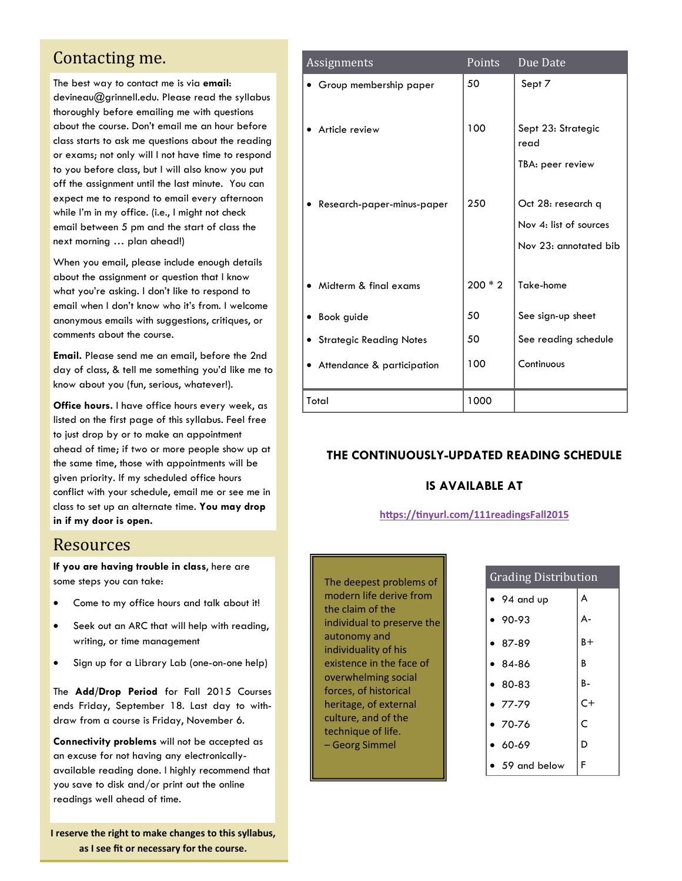## Contacting me.

The best way to contact me is via **email**: devineau@grinnell.edu. Please read the syllabus thoroughly before emailing me with questions about the course. Don't email me an hour before class starts to ask me questions about the reading or exams; not only will I not have time to respond to you before class, but I will also know you put off the assignment until the last minute. You can expect me to respond to email every afternoon while I'm in my office. (i.e., I might not check email between 5 pm and the start of class the next morning … plan ahead!)

When you email, please include enough details about the assignment or question that I know what you're asking. I don't like to respond to email when I don't know who it's from. I welcome anonymous emails with suggestions, critiques, or comments about the course.

**Email.** Please send me an email, before the 2nd day of class, & tell me something you'd like me to know about you (fun, serious, whatever!).

**Office hours.** I have office hours every week, as listed on the first page of this syllabus. Feel free to just drop by or to make an appointment ahead of time; if two or more people show up at the same time, those with appointments will be given priority. If my scheduled office hours conflict with your schedule, email me or see me in class to set up an alternate time. **You may drop in if my door is open.**

## Resources

**If you are having trouble in class,** here are some steps you can take:

- Come to my office hours and talk about it!
- Seek out an ARC that will help with reading, writing, or time management
- Sign up for a Library Lab (one-on-one help)

The **Add/Drop Period** for Fall 2015 Courses ends Friday, September 18. Last day to withdraw from a course is Friday, November 6.

**Connectivity problems** will not be accepted as an excuse for not having any electronically-available reading done. I highly recommend that you save to disk and/or print out the online readings well ahead of time.

**I reserve the right to make changes to this syllabus, as I see fit or necessary for the course.**

| Assignments | Points | Due Date |
|---|---|---|
| • Group membership paper | 50 | Sept 7 |
| • Article review | 100 | Sept 23: Strategic read<br>TBA: peer review |
| • Research-paper-minus-paper | 250 | Oct 28: research q<br>Nov 4: list of sources<br>Nov 23: annotated bib |
| • Midterm & final exams | 200 * 2 | Take-home |
| • Book guide | 50 | See sign-up sheet |
| • Strategic Reading Notes | 50 | See reading schedule |
| • Attendance & participation | 100 | Continuous |
| Total | 1000 | |

**THE CONTINUOUSLY-UPDATED READING SCHEDULE IS AVAILABLE AT**

https://tinyurl.com/111readingsFall2015

> The deepest problems of modern life derive from the claim of the individual to preserve the autonomy and individuality of his existence in the face of overwhelming social forces, of historical heritage, of external culture, and of the technique of life.
> – Georg Simmel

| Grading Distribution | |
|---|---|
| • 94 and up | A |
| • 90-93 | A- |
| • 87-89 | B+ |
| • 84-86 | B |
| • 80-83 | B- |
| • 77-79 | C+ |
| • 70-76 | C |
| • 60-69 | D |
| • 59 and below | F |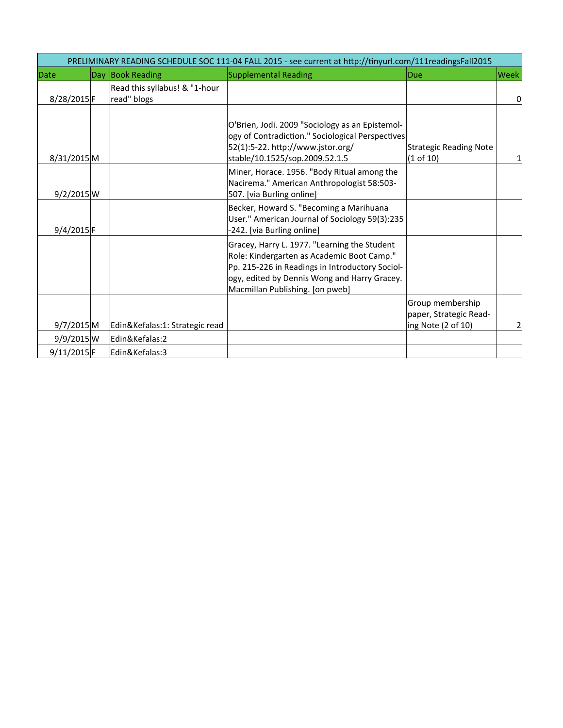| PRELIMINARY READING SCHEDULE SOC 111-04 FALL 2015 - see current at http://tinyurl.com/111readingsFall2015 | | | | | |
|---|---|---|---|---|---|
| Date | Day | Book Reading | Supplemental Reading | Due | Week |
| 8/28/2015 | F | Read this syllabus! & "1-hour read" blogs | | | 0 |
| 8/31/2015 | M | | O'Brien, Jodi. 2009 "Sociology as an Epistemology of Contradiction." Sociological Perspectives 52(1):5-22. http://www.jstor.org/stable/10.1525/sop.2009.52.1.5 | Strategic Reading Note (1 of 10) | 1 |
| 9/2/2015 | W | | Miner, Horace. 1956. "Body Ritual among the Nacirema." American Anthropologist 58:503-507. [via Burling online] | | |
| 9/4/2015 | F | | Becker, Howard S. "Becoming a Marihuana User." American Journal of Sociology 59(3):235-242. [via Burling online] | | |
| | | | Gracey, Harry L. 1977. "Learning the Student Role: Kindergarten as Academic Boot Camp." Pp. 215-226 in Readings in Introductory Sociology, edited by Dennis Wong and Harry Gracey. Macmillan Publishing. [on pweb] | | |
| 9/7/2015 | M | Edin&Kefalas:1: Strategic read | | Group membership paper, Strategic Reading Note (2 of 10) | 2 |
| 9/9/2015 | W | Edin&Kefalas:2 | | | |
| 9/11/2015 | F | Edin&Kefalas:3 | | | |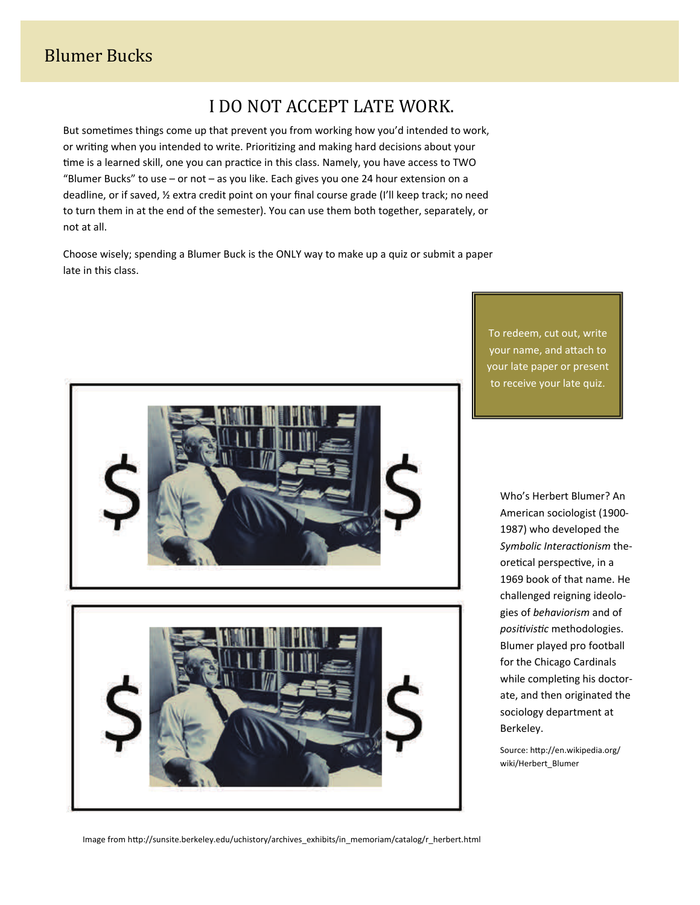# Blumer Bucks

## I DO NOT ACCEPT LATE WORK.

But sometimes things come up that prevent you from working how you'd intended to work, or writing when you intended to write. Prioritizing and making hard decisions about your time is a learned skill, one you can practice in this class. Namely, you have access to TWO "Blumer Bucks" to use – or not – as you like. Each gives you one 24 hour extension on a deadline, or if saved, ½ extra credit point on your final course grade (I'll keep track; no need to turn them in at the end of the semester). You can use them both together, separately, or not at all.

Choose wisely; spending a Blumer Buck is the ONLY way to make up a quiz or submit a paper late in this class.

To redeem, cut out, write your name, and attach to your late paper or present to receive your late quiz.

$ $

$ $

Image from http://sunsite.berkeley.edu/uchistory/archives_exhibits/in_memoriam/catalog/r_herbert.html

Who's Herbert Blumer? An American sociologist (1900-1987) who developed the *Symbolic Interactionism* theoretical perspective, in a 1969 book of that name. He challenged reigning ideologies of *behaviorism* and of *positivistic* methodologies. Blumer played pro football for the Chicago Cardinals while completing his doctorate, and then originated the sociology department at Berkeley.

Source: http://en.wikipedia.org/wiki/Herbert_Blumer